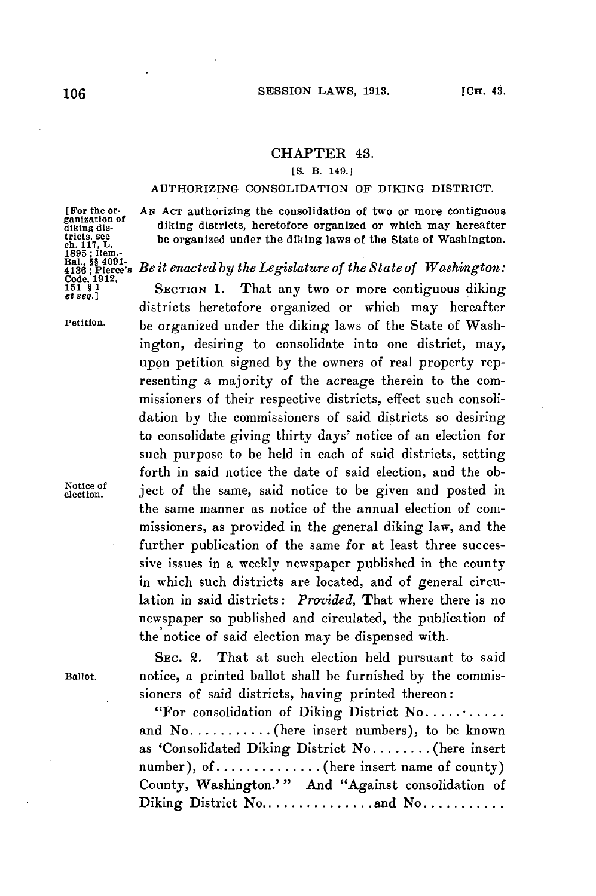## CHAPTER 43.

[S. B. 149.]

AUTHORIZING CONSOLIDATION OF DIKING DISTRICT.

[For the organization of diking districts, see ch. 117, L. 1895; Rem.-Bal., §§ 4091-4136; Pierce's Code, 1912, 151 § 1 *et seq.*]

AN ACT authorizing the consolidation of two or more contiguous diking districts, heretofore organized or which may hereafter be organized under the diking laws of the State of Washington.

*Be it enacted by the Legislature of the State of Washington:*

Petition.

SECTION 1. That any two or more contiguous diking districts heretofore organized or which may hereafter be organized under the diking laws of the State of Washington, desiring to consolidate into one district, may, upon petition signed by the owners of real property representing a majority of the acreage therein to the commissioners of their respective districts, effect such consolidation by the commissioners of said districts so desiring to consolidate giving thirty days' notice of an election for such purpose to be held in each of said districts, setting forth in said notice the date of said election, and the object of the same, said notice to be given and posted in the same manner as notice of the annual election of commissioners, as provided in the general diking law, and the further publication of the same for at least three successive issues in a weekly newspaper published in the county in which such districts are located, and of general circulation in said districts: *Provided,* That where there is no newspaper so published and circulated, the publication of the notice of said election may be dispensed with.

Notice of election.

Ballot.

SEC. 2. That at such election held pursuant to said notice, a printed ballot shall be furnished by the commissioners of said districts, having printed thereon:

"For consolidation of Diking District No.......... and No...........(here insert numbers), to be known as 'Consolidated Diking District No........(here insert number), of..............(here insert name of county) County, Washington.'" And "Against consolidation of Diking District No...............and No...........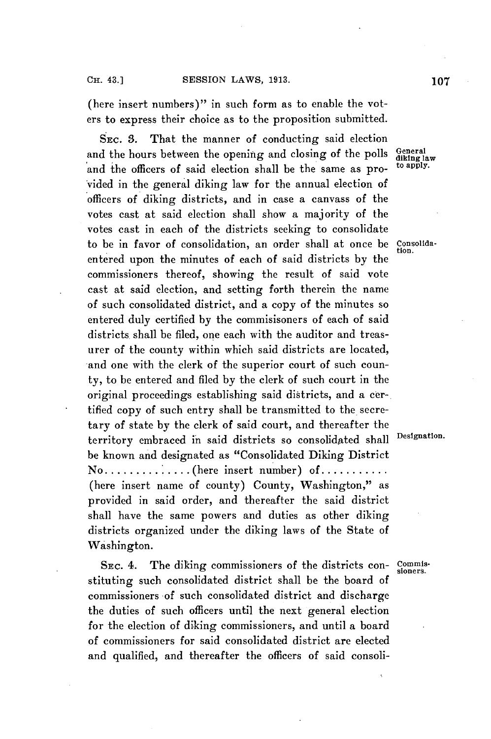(here insert numbers)" in such form as to enable the voters to express their choice as to the proposition submitted.

SEC. 3. That the manner of conducting said election and the hours between the opening and closing of the polls and the officers of said election shall be the same as provided in the general diking law for the annual election of officers of diking districts, and in case a canvass of the votes cast at said election shall show a majority of the votes cast in each of the districts seeking to consolidate to be in favor of consolidation, an order shall at once be entered upon the minutes of each of said districts by the commissioners thereof, showing the result of said vote cast at said election, and setting forth therein the name of such consolidated district, and a copy of the minutes so entered duly certified by the commisisoners of each of said districts shall be filed, one each with the auditor and treasurer of the county within which said districts are located, and one with the clerk of the superior court of such county, to be entered and filed by the clerk of such court in the original proceedings establishing said districts, and a certified copy of such entry shall be transmitted to the secretary of state by the clerk of said court, and thereafter the territory embraced in said districts so consolidated shall be known and designated as "Consolidated Diking District No..............(here insert number) of........... (here insert name of county) County, Washington," as provided in said order, and thereafter the said district shall have the same powers and duties as other diking districts organized under the diking laws of the State of Washington.

*General diking law to apply.*

*Consolidation.*

*Designation.*

SEC. 4. The diking commissioners of the districts constituting such consolidated district shall be the board of commissioners of such consolidated district and discharge the duties of such officers until the next general election for the election of diking commissioners, and until a board of commissioners for said consolidated district are elected and qualified, and thereafter the officers of said consoli-

*Commissioners.*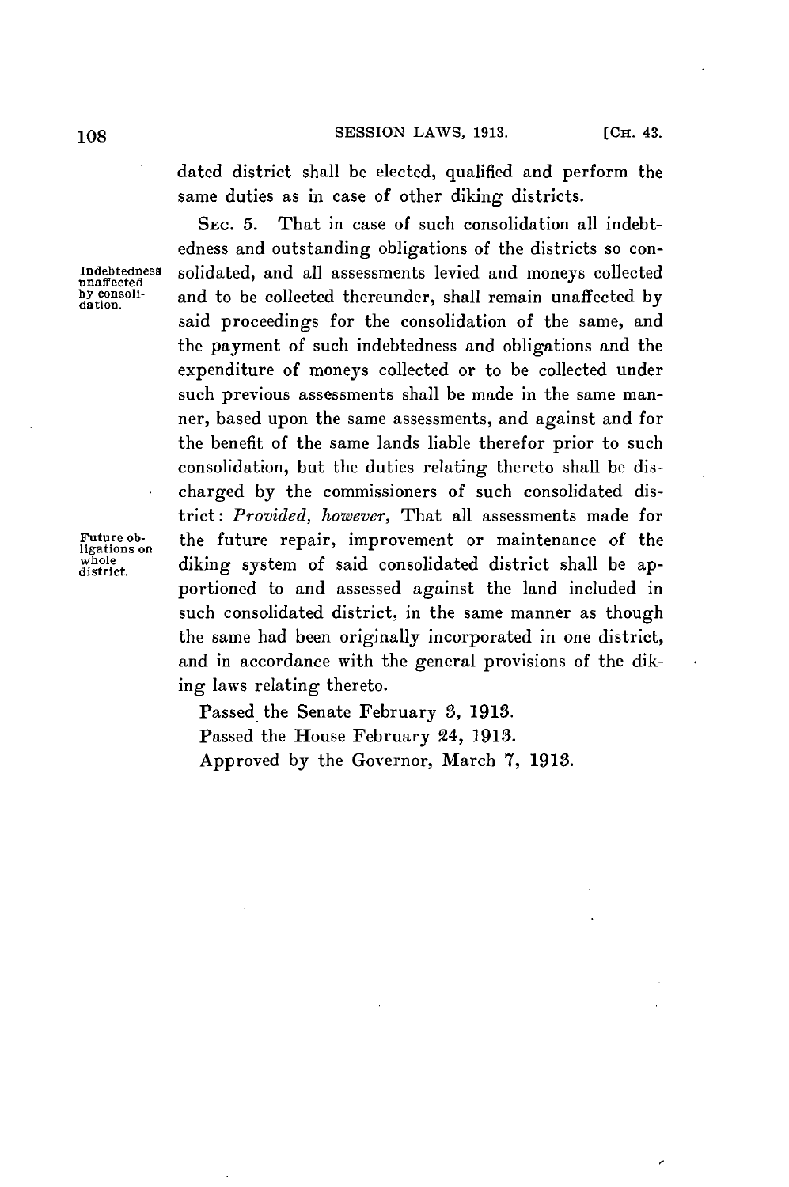dated district shall be elected, qualified and perform the same duties as in case of other diking districts.

Indebtedness unaffected by consolidation.

SEC. 5. That in case of such consolidation all indebtedness and outstanding obligations of the districts so consolidated, and all assessments levied and moneys collected and to be collected thereunder, shall remain unaffected by said proceedings for the consolidation of the same, and the payment of such indebtedness and obligations and the expenditure of moneys collected or to be collected under such previous assessments shall be made in the same manner, based upon the same assessments, and against and for the benefit of the same lands liable therefor prior to such consolidation, but the duties relating thereto shall be discharged by the commissioners of such consolidated district: *Provided, however*, That all assessments made for the future repair, improvement or maintenance of the diking system of said consolidated district shall be apportioned to and assessed against the land included in such consolidated district, in the same manner as though the same had been originally incorporated in one district, and in accordance with the general provisions of the diking laws relating thereto.

Future obligations on whole district.

Passed the Senate February 3, 1913.

Passed the House February 24, 1913.

Approved by the Governor, March 7, 1913.